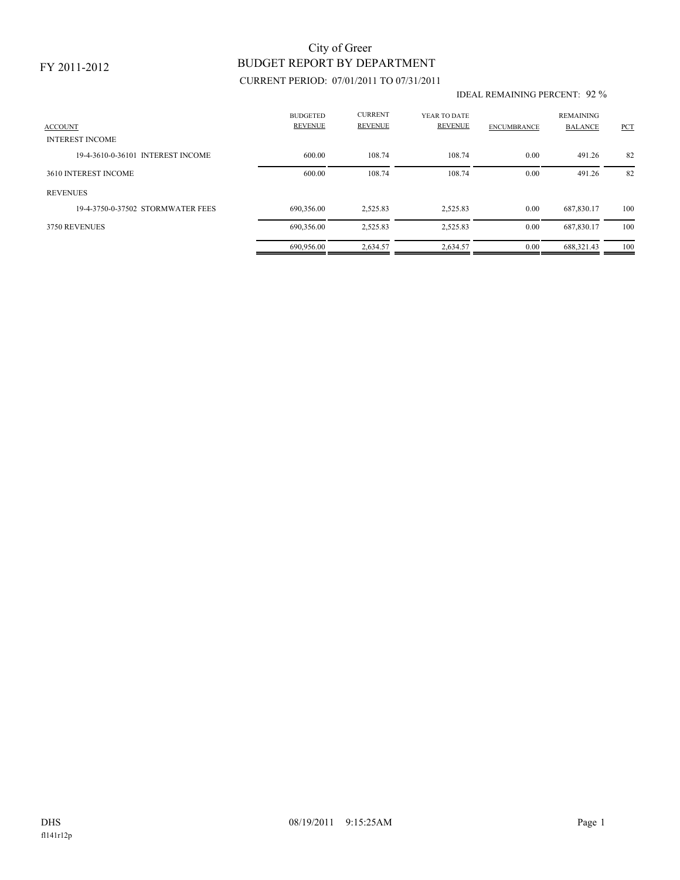FY 2011-2012

# City of Greer

## BUDGET REPORT BY DEPARTMENT

CURRENT PERIOD: 07/01/2011 TO 07/31/2011

IDEAL REMAINING PERCENT: 92 %

| ACCOUNT | BUDGETED REVENUE | CURRENT REVENUE | YEAR TO DATE REVENUE | ENCUMBRANCE | REMAINING BALANCE | PCT |
|---|---|---|---|---|---|---|
| INTEREST INCOME | | | | | | |
| 19-4-3610-0-36101 INTEREST INCOME | 600.00 | 108.74 | 108.74 | 0.00 | 491.26 | 82 |
| 3610 INTEREST INCOME | 600.00 | 108.74 | 108.74 | 0.00 | 491.26 | 82 |
| REVENUES | | | | | | |
| 19-4-3750-0-37502 STORMWATER FEES | 690,356.00 | 2,525.83 | 2,525.83 | 0.00 | 687,830.17 | 100 |
| 3750 REVENUES | 690,356.00 | 2,525.83 | 2,525.83 | 0.00 | 687,830.17 | 100 |
| | 690,956.00 | 2,634.57 | 2,634.57 | 0.00 | 688,321.43 | 100 |

DHS 08/19/2011 9:15:25AM

fl141r12p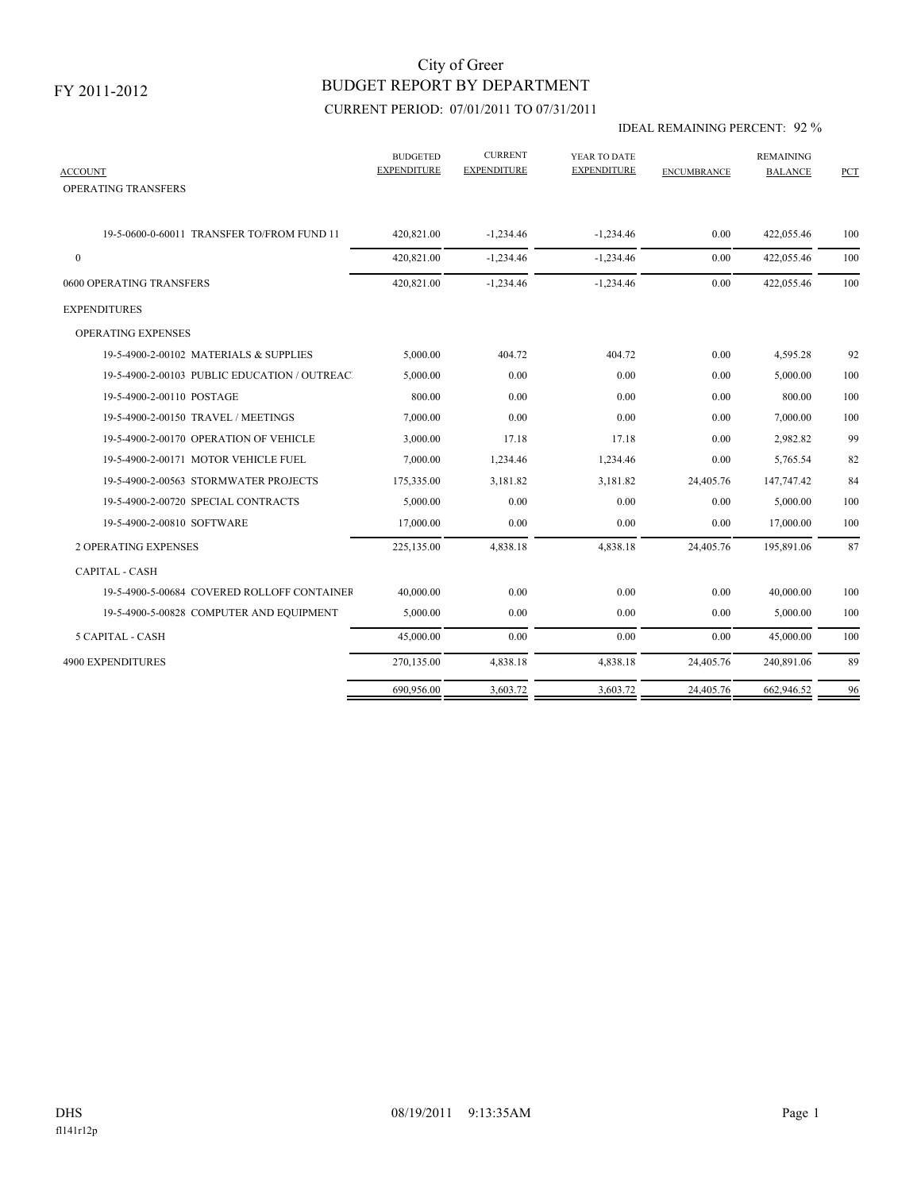FY 2011-2012

# City of Greer
## BUDGET REPORT BY DEPARTMENT
### CURRENT PERIOD: 07/01/2011 TO 07/31/2011

IDEAL REMAINING PERCENT: 92 %

| ACCOUNT | BUDGETED EXPENDITURE | CURRENT EXPENDITURE | YEAR TO DATE EXPENDITURE | ENCUMBRANCE | REMAINING BALANCE | PCT |
|---|---|---|---|---|---|---|
| OPERATING TRANSFERS | | | | | | |
| 19-5-0600-0-60011 TRANSFER TO/FROM FUND 11 | 420,821.00 | -1,234.46 | -1,234.46 | 0.00 | 422,055.46 | 100 |
| 0 | 420,821.00 | -1,234.46 | -1,234.46 | 0.00 | 422,055.46 | 100 |
| 0600 OPERATING TRANSFERS | 420,821.00 | -1,234.46 | -1,234.46 | 0.00 | 422,055.46 | 100 |
| EXPENDITURES | | | | | | |
| OPERATING EXPENSES | | | | | | |
| 19-5-4900-2-00102 MATERIALS & SUPPLIES | 5,000.00 | 404.72 | 404.72 | 0.00 | 4,595.28 | 92 |
| 19-5-4900-2-00103 PUBLIC EDUCATION / OUTREAC | 5,000.00 | 0.00 | 0.00 | 0.00 | 5,000.00 | 100 |
| 19-5-4900-2-00110 POSTAGE | 800.00 | 0.00 | 0.00 | 0.00 | 800.00 | 100 |
| 19-5-4900-2-00150 TRAVEL / MEETINGS | 7,000.00 | 0.00 | 0.00 | 0.00 | 7,000.00 | 100 |
| 19-5-4900-2-00170 OPERATION OF VEHICLE | 3,000.00 | 17.18 | 17.18 | 0.00 | 2,982.82 | 99 |
| 19-5-4900-2-00171 MOTOR VEHICLE FUEL | 7,000.00 | 1,234.46 | 1,234.46 | 0.00 | 5,765.54 | 82 |
| 19-5-4900-2-00563 STORMWATER PROJECTS | 175,335.00 | 3,181.82 | 3,181.82 | 24,405.76 | 147,747.42 | 84 |
| 19-5-4900-2-00720 SPECIAL CONTRACTS | 5,000.00 | 0.00 | 0.00 | 0.00 | 5,000.00 | 100 |
| 19-5-4900-2-00810 SOFTWARE | 17,000.00 | 0.00 | 0.00 | 0.00 | 17,000.00 | 100 |
| 2 OPERATING EXPENSES | 225,135.00 | 4,838.18 | 4,838.18 | 24,405.76 | 195,891.06 | 87 |
| CAPITAL - CASH | | | | | | |
| 19-5-4900-5-00684 COVERED ROLLOFF CONTAINER | 40,000.00 | 0.00 | 0.00 | 0.00 | 40,000.00 | 100 |
| 19-5-4900-5-00828 COMPUTER AND EQUIPMENT | 5,000.00 | 0.00 | 0.00 | 0.00 | 5,000.00 | 100 |
| 5 CAPITAL - CASH | 45,000.00 | 0.00 | 0.00 | 0.00 | 45,000.00 | 100 |
| 4900 EXPENDITURES | 270,135.00 | 4,838.18 | 4,838.18 | 24,405.76 | 240,891.06 | 89 |
| | 690,956.00 | 3,603.72 | 3,603.72 | 24,405.76 | 662,946.52 | 96 |

DHS 08/19/2011 9:13:35AM

fl141r12p